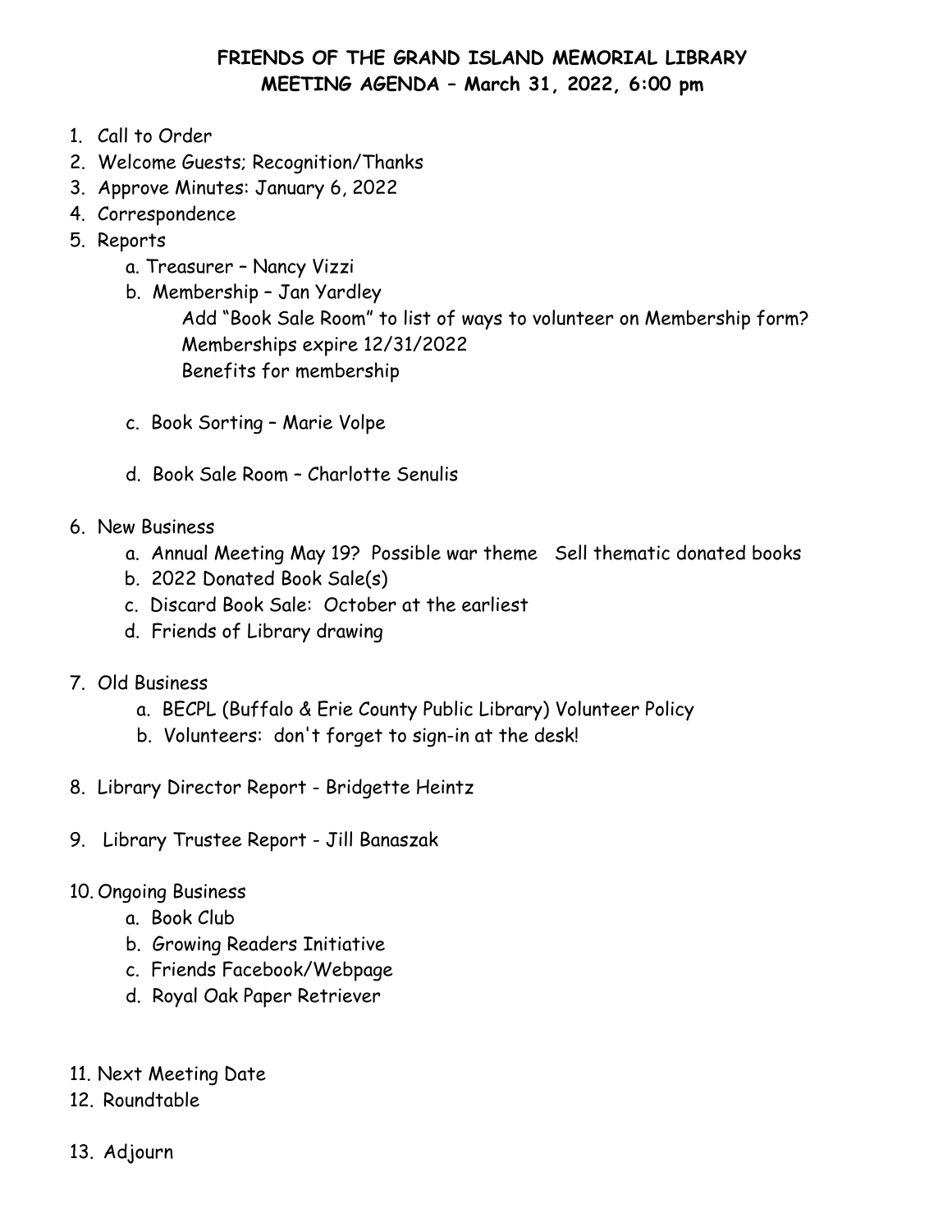# FRIENDS OF THE GRAND ISLAND MEMORIAL LIBRARY
## MEETING AGENDA – March 31, 2022, 6:00 pm

1. Call to Order
2. Welcome Guests; Recognition/Thanks
3. Approve Minutes: January 6, 2022
4. Correspondence
5. Reports
   a. Treasurer – Nancy Vizzi
   b. Membership – Jan Yardley
      Add "Book Sale Room" to list of ways to volunteer on Membership form?
      Memberships expire 12/31/2022
      Benefits for membership
   c. Book Sorting – Marie Volpe
   d. Book Sale Room – Charlotte Senulis
6. New Business
   a. Annual Meeting May 19? Possible war theme   Sell thematic donated books
   b. 2022 Donated Book Sale(s)
   c. Discard Book Sale: October at the earliest
   d. Friends of Library drawing
7. Old Business
   a. BECPL (Buffalo & Erie County Public Library) Volunteer Policy
   b. Volunteers: don't forget to sign-in at the desk!
8. Library Director Report - Bridgette Heintz
9. Library Trustee Report - Jill Banaszak
10. Ongoing Business
    a. Book Club
    b. Growing Readers Initiative
    c. Friends Facebook/Webpage
    d. Royal Oak Paper Retriever
11. Next Meeting Date
12. Roundtable
13. Adjourn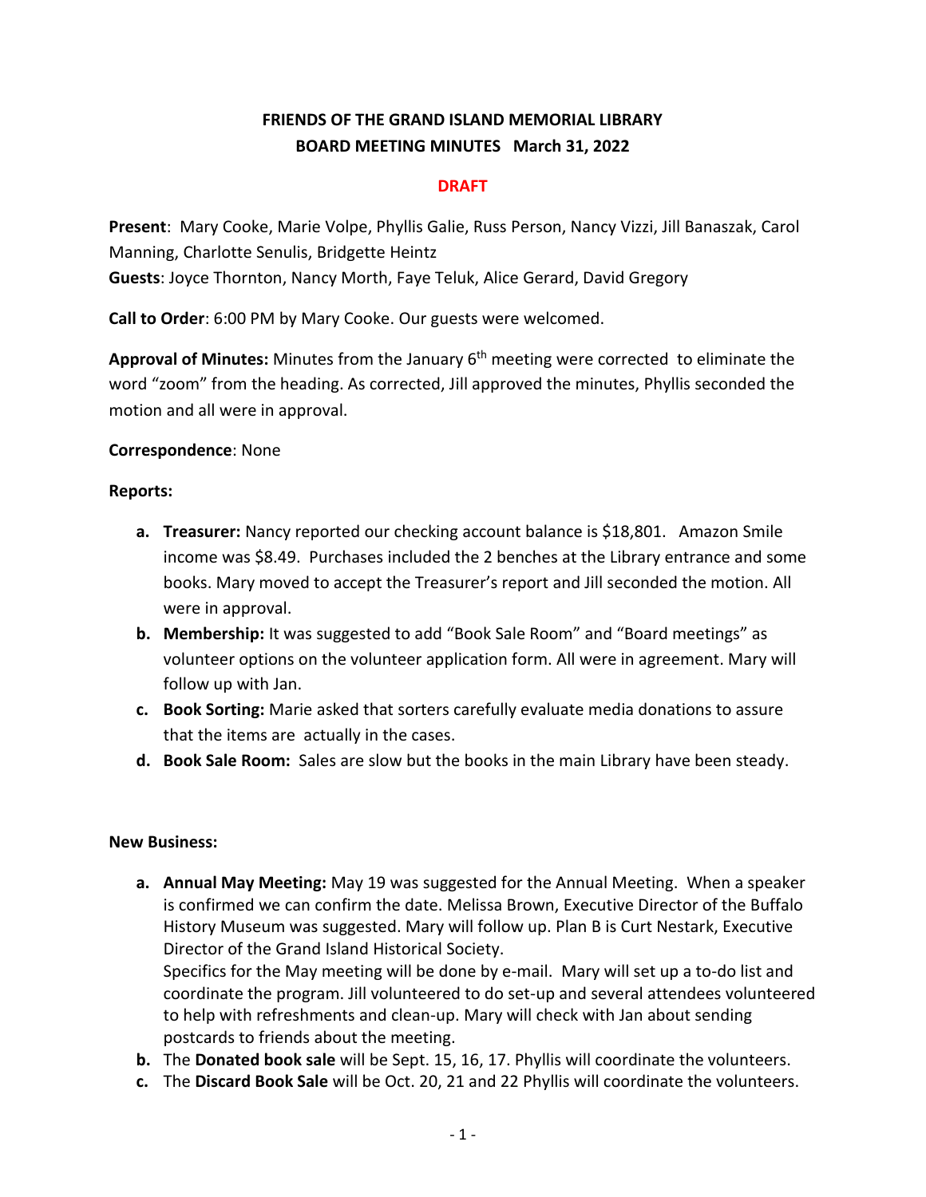# FRIENDS OF THE GRAND ISLAND MEMORIAL LIBRARY
## BOARD MEETING MINUTES March 31, 2022

**DRAFT**

**Present**: Mary Cooke, Marie Volpe, Phyllis Galie, Russ Person, Nancy Vizzi, Jill Banaszak, Carol Manning, Charlotte Senulis, Bridgette Heintz
**Guests**: Joyce Thornton, Nancy Morth, Faye Teluk, Alice Gerard, David Gregory

**Call to Order**: 6:00 PM by Mary Cooke. Our guests were welcomed.

**Approval of Minutes:** Minutes from the January 6th meeting were corrected to eliminate the word "zoom" from the heading. As corrected, Jill approved the minutes, Phyllis seconded the motion and all were in approval.

**Correspondence**: None

**Reports:**

a. **Treasurer:** Nancy reported our checking account balance is $18,801. Amazon Smile income was $8.49. Purchases included the 2 benches at the Library entrance and some books. Mary moved to accept the Treasurer's report and Jill seconded the motion. All were in approval.
b. **Membership:** It was suggested to add "Book Sale Room" and "Board meetings" as volunteer options on the volunteer application form. All were in agreement. Mary will follow up with Jan.
c. **Book Sorting:** Marie asked that sorters carefully evaluate media donations to assure that the items are actually in the cases.
d. **Book Sale Room:** Sales are slow but the books in the main Library have been steady.

**New Business:**

a. **Annual May Meeting:** May 19 was suggested for the Annual Meeting. When a speaker is confirmed we can confirm the date. Melissa Brown, Executive Director of the Buffalo History Museum was suggested. Mary will follow up. Plan B is Curt Nestark, Executive Director of the Grand Island Historical Society.
   Specifics for the May meeting will be done by e-mail. Mary will set up a to-do list and coordinate the program. Jill volunteered to do set-up and several attendees volunteered to help with refreshments and clean-up. Mary will check with Jan about sending postcards to friends about the meeting.
b. The **Donated book sale** will be Sept. 15, 16, 17. Phyllis will coordinate the volunteers.
c. The **Discard Book Sale** will be Oct. 20, 21 and 22 Phyllis will coordinate the volunteers.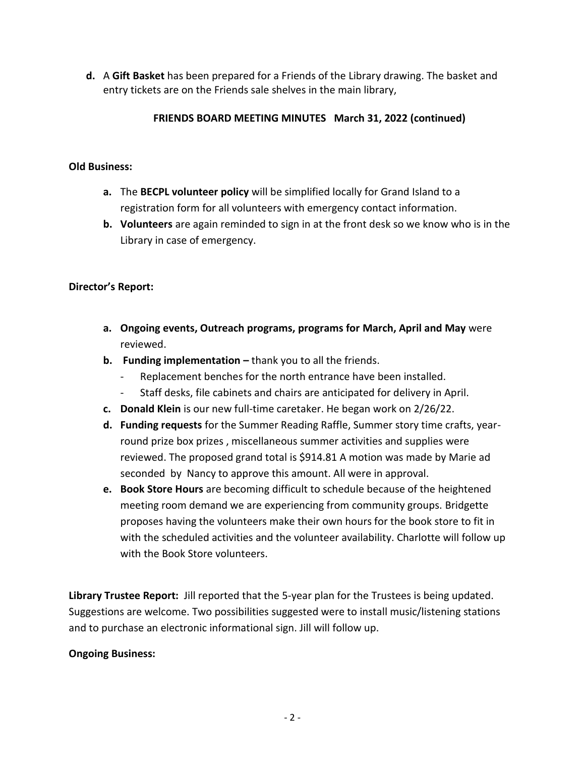**d.** A **Gift Basket** has been prepared for a Friends of the Library drawing. The basket and entry tickets are on the Friends sale shelves in the main library,

**FRIENDS BOARD MEETING MINUTES March 31, 2022 (continued)**

**Old Business:**

- **a.** The **BECPL volunteer policy** will be simplified locally for Grand Island to a registration form for all volunteers with emergency contact information.
- **b. Volunteers** are again reminded to sign in at the front desk so we know who is in the Library in case of emergency.

**Director's Report:**

- **a. Ongoing events, Outreach programs, programs for March, April and May** were reviewed.
- **b. Funding implementation –** thank you to all the friends.
  - Replacement benches for the north entrance have been installed.
  - Staff desks, file cabinets and chairs are anticipated for delivery in April.
- **c. Donald Klein** is our new full-time caretaker. He began work on 2/26/22.
- **d. Funding requests** for the Summer Reading Raffle, Summer story time crafts, year-round prize box prizes , miscellaneous summer activities and supplies were reviewed. The proposed grand total is $914.81 A motion was made by Marie ad seconded by Nancy to approve this amount. All were in approval.
- **e. Book Store Hours** are becoming difficult to schedule because of the heightened meeting room demand we are experiencing from community groups. Bridgette proposes having the volunteers make their own hours for the book store to fit in with the scheduled activities and the volunteer availability. Charlotte will follow up with the Book Store volunteers.

**Library Trustee Report:** Jill reported that the 5-year plan for the Trustees is being updated. Suggestions are welcome. Two possibilities suggested were to install music/listening stations and to purchase an electronic informational sign. Jill will follow up.

**Ongoing Business:**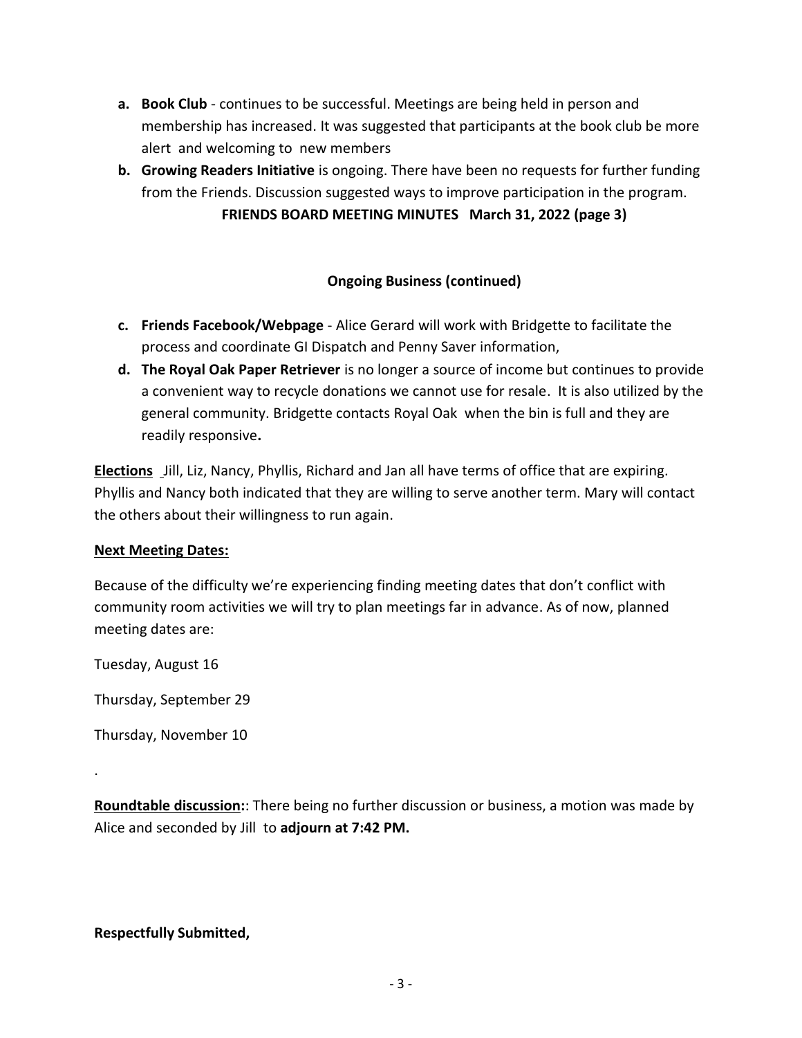**a. Book Club** - continues to be successful. Meetings are being held in person and membership has increased. It was suggested that participants at the book club be more alert and welcoming to new members

**b. Growing Readers Initiative** is ongoing. There have been no requests for further funding from the Friends. Discussion suggested ways to improve participation in the program.

**FRIENDS BOARD MEETING MINUTES March 31, 2022 (page 3)**

**Ongoing Business (continued)**

**c. Friends Facebook/Webpage** - Alice Gerard will work with Bridgette to facilitate the process and coordinate GI Dispatch and Penny Saver information,

**d. The Royal Oak Paper Retriever** is no longer a source of income but continues to provide a convenient way to recycle donations we cannot use for resale. It is also utilized by the general community. Bridgette contacts Royal Oak when the bin is full and they are readily responsive**.**

**Elections** Jill, Liz, Nancy, Phyllis, Richard and Jan all have terms of office that are expiring. Phyllis and Nancy both indicated that they are willing to serve another term. Mary will contact the others about their willingness to run again.

**Next Meeting Dates:**

Because of the difficulty we're experiencing finding meeting dates that don't conflict with community room activities we will try to plan meetings far in advance. As of now, planned meeting dates are:

Tuesday, August 16

Thursday, September 29

Thursday, November 10

.

**Roundtable discussion:**: There being no further discussion or business, a motion was made by Alice and seconded by Jill to **adjourn at 7:42 PM.**

**Respectfully Submitted,**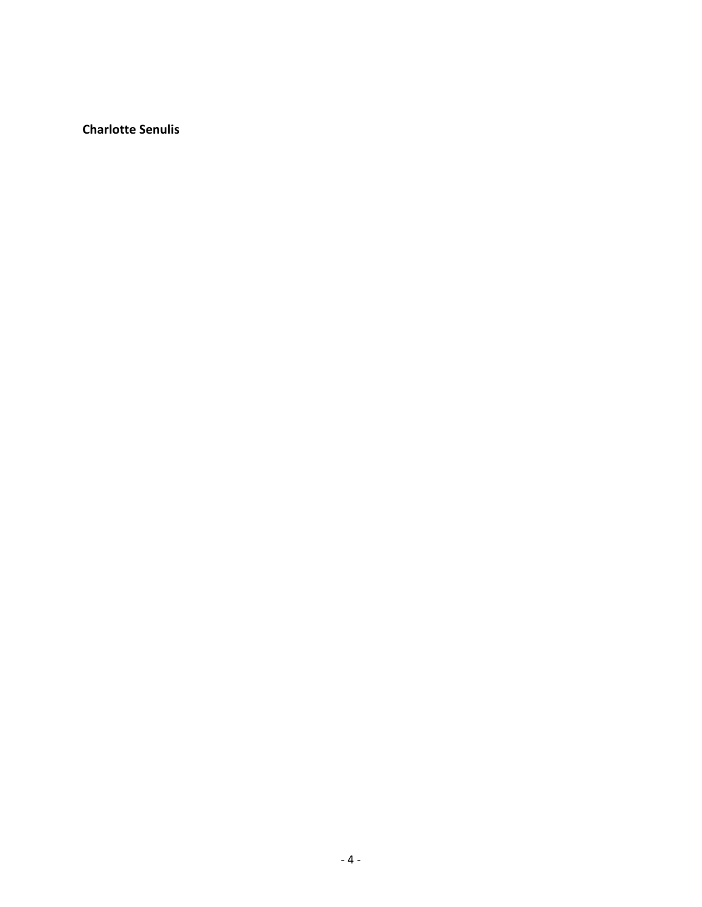**Charlotte Senulis**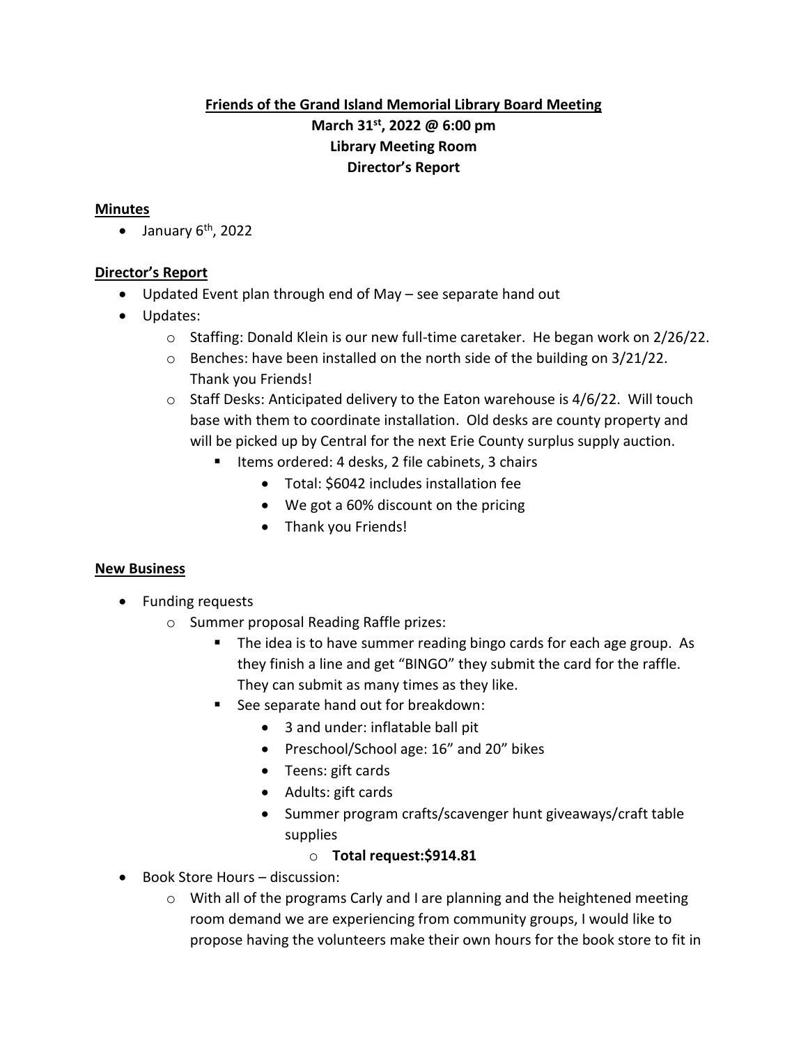**Friends of the Grand Island Memorial Library Board Meeting**
**March 31st, 2022 @ 6:00 pm**
**Library Meeting Room**
**Director's Report**

**Minutes**

- January 6th, 2022

**Director's Report**

- Updated Event plan through end of May – see separate hand out
- Updates:
  - Staffing: Donald Klein is our new full-time caretaker. He began work on 2/26/22.
  - Benches: have been installed on the north side of the building on 3/21/22. Thank you Friends!
  - Staff Desks: Anticipated delivery to the Eaton warehouse is 4/6/22. Will touch base with them to coordinate installation. Old desks are county property and will be picked up by Central for the next Erie County surplus supply auction.
    - Items ordered: 4 desks, 2 file cabinets, 3 chairs
      - Total: $6042 includes installation fee
      - We got a 60% discount on the pricing
      - Thank you Friends!

**New Business**

- Funding requests
  - Summer proposal Reading Raffle prizes:
    - The idea is to have summer reading bingo cards for each age group. As they finish a line and get "BINGO" they submit the card for the raffle. They can submit as many times as they like.
    - See separate hand out for breakdown:
      - 3 and under: inflatable ball pit
      - Preschool/School age: 16" and 20" bikes
      - Teens: gift cards
      - Adults: gift cards
      - Summer program crafts/scavenger hunt giveaways/craft table supplies
        - **Total request:$914.81**
- Book Store Hours – discussion:
  - With all of the programs Carly and I are planning and the heightened meeting room demand we are experiencing from community groups, I would like to propose having the volunteers make their own hours for the book store to fit in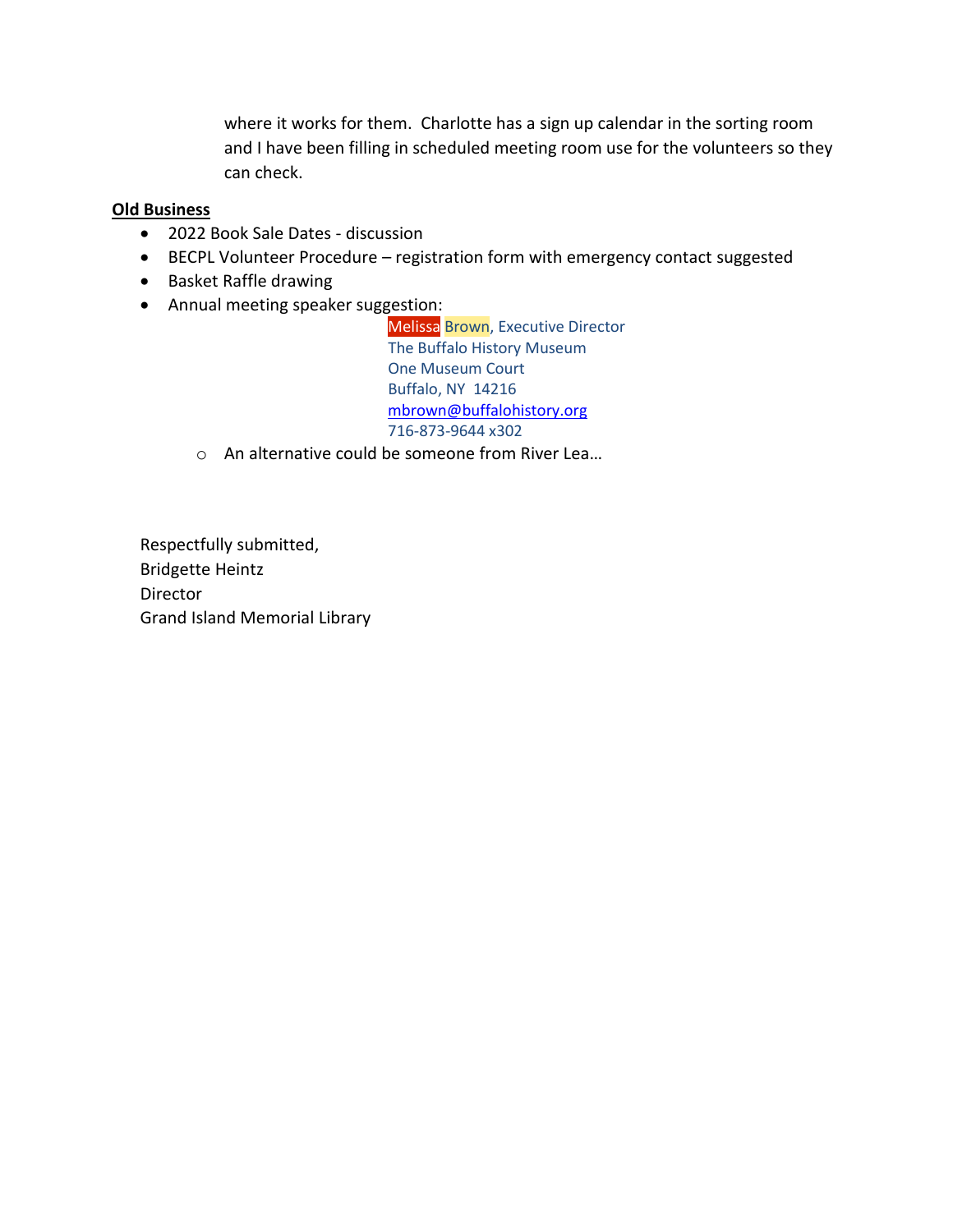where it works for them. Charlotte has a sign up calendar in the sorting room and I have been filling in scheduled meeting room use for the volunteers so they can check.

**Old Business**

- 2022 Book Sale Dates - discussion
- BECPL Volunteer Procedure – registration form with emergency contact suggested
- Basket Raffle drawing
- Annual meeting speaker suggestion:

  Melissa Brown, Executive Director
  The Buffalo History Museum
  One Museum Court
  Buffalo, NY 14216
  mbrown@buffalohistory.org
  716-873-9644 x302

  - An alternative could be someone from River Lea…

Respectfully submitted,
Bridgette Heintz
Director
Grand Island Memorial Library